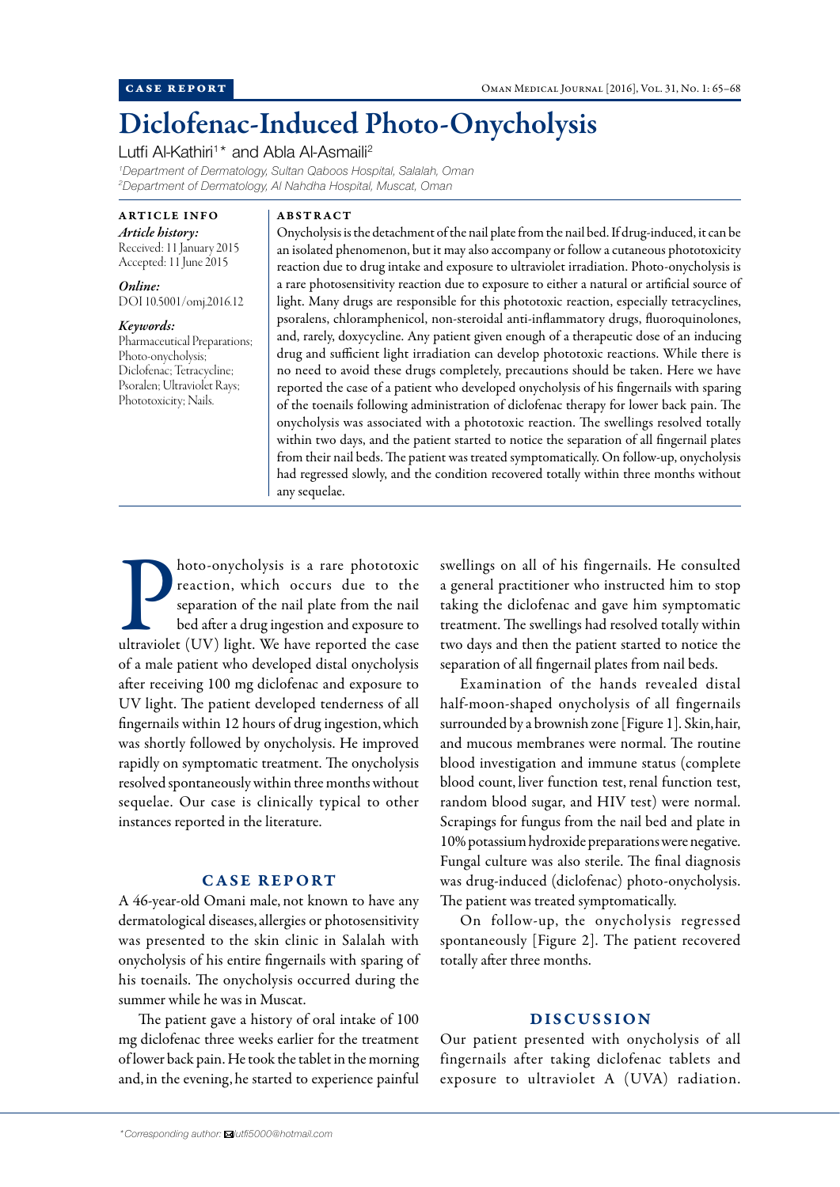CASE REPORT

# Diclofenac-Induced Photo-Onycholysis

Lutfi Al-Kathiri[1]* and Abla Al-Asmaili[2]

*[1]Department of Dermatology, Sultan Qaboos Hospital, Salalah, Oman*
*[2]Department of Dermatology, Al Nahdha Hospital, Muscat, Oman*

## ARTICLE INFO

***Article history:***
Received: 11 January 2015
Accepted: 11 June 2015

***Online:***
DOI 10.5001/omj.2016.12

***Keywords:***
Pharmaceutical Preparations; Photo-onycholysis; Diclofenac; Tetracycline; Psoralen; Ultraviolet Rays; Phototoxicity; Nails.

## ABSTRACT

Onycholysis is the detachment of the nail plate from the nail bed. If drug-induced, it can be an isolated phenomenon, but it may also accompany or follow a cutaneous phototoxicity reaction due to drug intake and exposure to ultraviolet irradiation. Photo-onycholysis is a rare photosensitivity reaction due to exposure to either a natural or artificial source of light. Many drugs are responsible for this phototoxic reaction, especially tetracyclines, psoralens, chloramphenicol, non-steroidal anti-inflammatory drugs, fluoroquinolones, and, rarely, doxycycline. Any patient given enough of a therapeutic dose of an inducing drug and sufficient light irradiation can develop phototoxic reactions. While there is no need to avoid these drugs completely, precautions should be taken. Here we have reported the case of a patient who developed onycholysis of his fingernails with sparing of the toenails following administration of diclofenac therapy for lower back pain. The onycholysis was associated with a phototoxic reaction. The swellings resolved totally within two days, and the patient started to notice the separation of all fingernail plates from their nail beds. The patient was treated symptomatically. On follow-up, onycholysis had regressed slowly, and the condition recovered totally within three months without any sequelae.

Photo-onycholysis is a rare phototoxic reaction, which occurs due to the separation of the nail plate from the nail bed after a drug ingestion and exposure to ultraviolet (UV) light. We have reported the case of a male patient who developed distal onycholysis after receiving 100 mg diclofenac and exposure to UV light. The patient developed tenderness of all fingernails within 12 hours of drug ingestion, which was shortly followed by onycholysis. He improved rapidly on symptomatic treatment. The onycholysis resolved spontaneously within three months without sequelae. Our case is clinically typical to other instances reported in the literature.

## CASE REPORT

A 46-year-old Omani male, not known to have any dermatological diseases, allergies or photosensitivity was presented to the skin clinic in Salalah with onycholysis of his entire fingernails with sparing of his toenails. The onycholysis occurred during the summer while he was in Muscat.

The patient gave a history of oral intake of 100 mg diclofenac three weeks earlier for the treatment of lower back pain. He took the tablet in the morning and, in the evening, he started to experience painful swellings on all of his fingernails. He consulted a general practitioner who instructed him to stop taking the diclofenac and gave him symptomatic treatment. The swellings had resolved totally within two days and then the patient started to notice the separation of all fingernail plates from nail beds.

Examination of the hands revealed distal half-moon-shaped onycholysis of all fingernails surrounded by a brownish zone [Figure 1]. Skin, hair, and mucous membranes were normal. The routine blood investigation and immune status (complete blood count, liver function test, renal function test, random blood sugar, and HIV test) were normal. Scrapings for fungus from the nail bed and plate in 10% potassium hydroxide preparations were negative. Fungal culture was also sterile. The final diagnosis was drug-induced (diclofenac) photo-onycholysis. The patient was treated symptomatically.

On follow-up, the onycholysis regressed spontaneously [Figure 2]. The patient recovered totally after three months.

## DISCUSSION

Our patient presented with onycholysis of all fingernails after taking diclofenac tablets and exposure to ultraviolet A (UVA) radiation.

*Corresponding author: lutfi5000@hotmail.com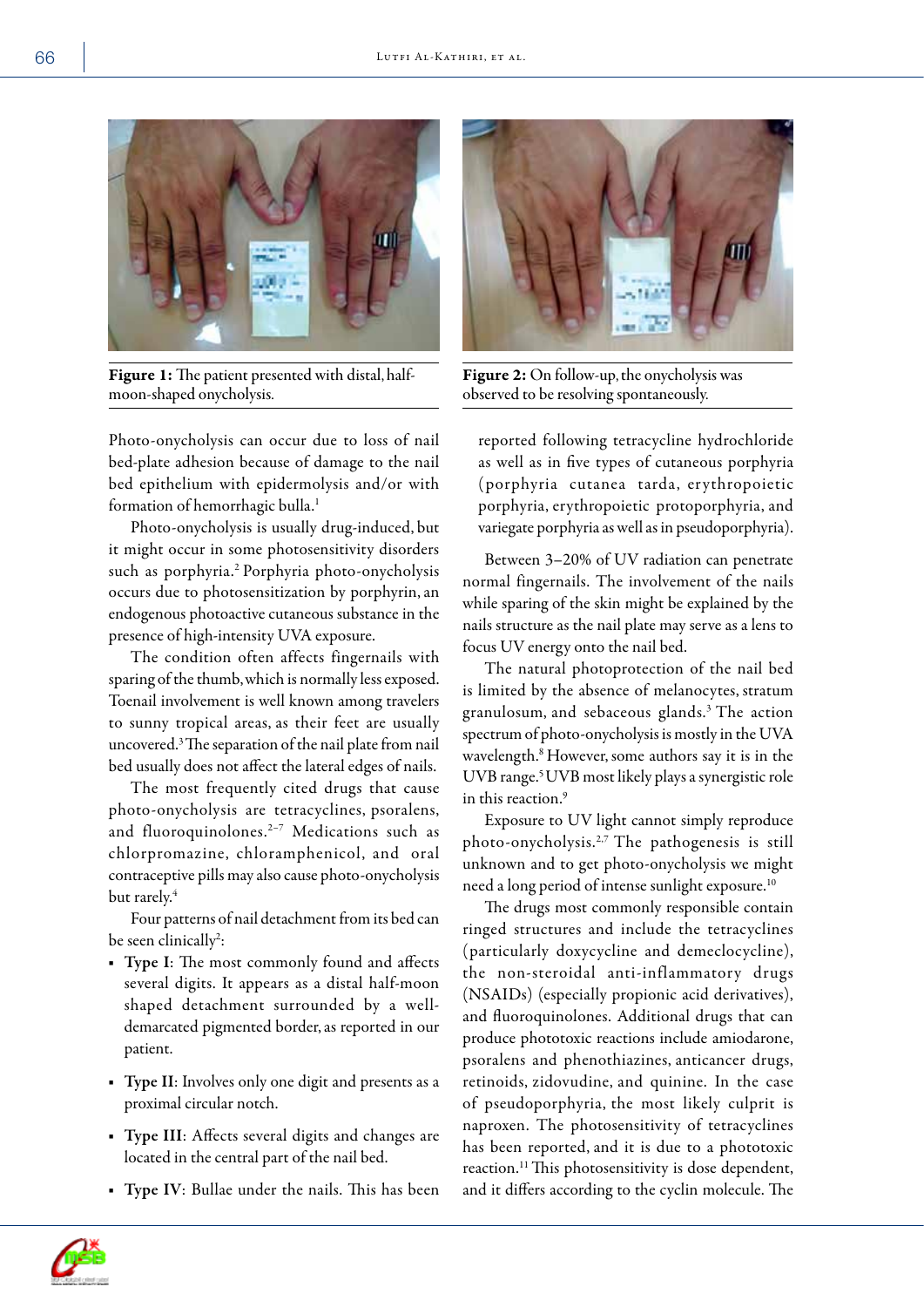**Figure 1:** The patient presented with distal, half-moon-shaped onycholysis.

**Figure 2:** On follow-up, the onycholysis was observed to be resolving spontaneously.

Photo-onycholysis can occur due to loss of nail bed-plate adhesion because of damage to the nail bed epithelium with epidermolysis and/or with formation of hemorrhagic bulla.[1]

Photo-onycholysis is usually drug-induced, but it might occur in some photosensitivity disorders such as porphyria.[2] Porphyria photo-onycholysis occurs due to photosensitization by porphyrin, an endogenous photoactive cutaneous substance in the presence of high-intensity UVA exposure.

The condition often affects fingernails with sparing of the thumb, which is normally less exposed. Toenail involvement is well known among travelers to sunny tropical areas, as their feet are usually uncovered.[3] The separation of the nail plate from nail bed usually does not affect the lateral edges of nails.

The most frequently cited drugs that cause photo-onycholysis are tetracyclines, psoralens, and fluoroquinolones.[2–7] Medications such as chlorpromazine, chloramphenicol, and oral contraceptive pills may also cause photo-onycholysis but rarely.[4]

Four patterns of nail detachment from its bed can be seen clinically[2]:

- **Type I**: The most commonly found and affects several digits. It appears as a distal half-moon shaped detachment surrounded by a well-demarcated pigmented border, as reported in our patient.
- **Type II**: Involves only one digit and presents as a proximal circular notch.
- **Type III**: Affects several digits and changes are located in the central part of the nail bed.
- **Type IV**: Bullae under the nails. This has been reported following tetracycline hydrochloride as well as in five types of cutaneous porphyria (porphyria cutanea tarda, erythropoietic porphyria, erythropoietic protoporphyria, and variegate porphyria as well as in pseudoporphyria).

Between 3–20% of UV radiation can penetrate normal fingernails. The involvement of the nails while sparing of the skin might be explained by the nails structure as the nail plate may serve as a lens to focus UV energy onto the nail bed.

The natural photoprotection of the nail bed is limited by the absence of melanocytes, stratum granulosum, and sebaceous glands.[3] The action spectrum of photo-onycholysis is mostly in the UVA wavelength.[8] However, some authors say it is in the UVB range.[5] UVB most likely plays a synergistic role in this reaction.[9]

Exposure to UV light cannot simply reproduce photo-onycholysis.[2,7] The pathogenesis is still unknown and to get photo-onycholysis we might need a long period of intense sunlight exposure.[10]

The drugs most commonly responsible contain ringed structures and include the tetracyclines (particularly doxycycline and demeclocycline), the non-steroidal anti-inflammatory drugs (NSAIDs) (especially propionic acid derivatives), and fluoroquinolones. Additional drugs that can produce phototoxic reactions include amiodarone, psoralens and phenothiazines, anticancer drugs, retinoids, zidovudine, and quinine. In the case of pseudoporphyria, the most likely culprit is naproxen. The photosensitivity of tetracyclines has been reported, and it is due to a phototoxic reaction.[11] This photosensitivity is dose dependent, and it differs according to the cyclin molecule. The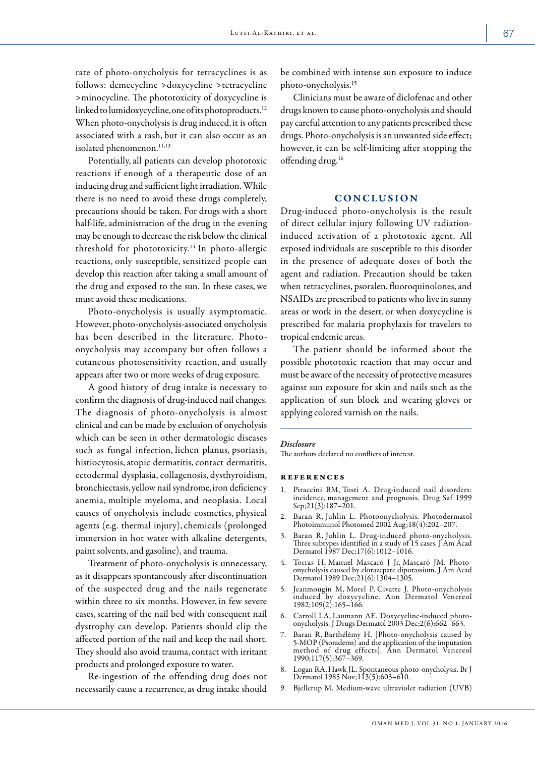rate of photo-onycholysis for tetracyclines is as follows: demecycline >doxycycline >tetracycline >minocycline. The phototoxicity of doxycycline is linked to lumidoxycycline, one of its photoproducts.[12] When photo-onycholysis is drug induced, it is often associated with a rash, but it can also occur as an isolated phenomenon.[11,13]

Potentially, all patients can develop phototoxic reactions if enough of a therapeutic dose of an inducing drug and sufficient light irradiation. While there is no need to avoid these drugs completely, precautions should be taken. For drugs with a short half-life, administration of the drug in the evening may be enough to decrease the risk below the clinical threshold for phototoxicity.[14] In photo-allergic reactions, only susceptible, sensitized people can develop this reaction after taking a small amount of the drug and exposed to the sun. In these cases, we must avoid these medications.

Photo-onycholysis is usually asymptomatic. However, photo-onycholysis-associated onycholysis has been described in the literature. Photo-onycholysis may accompany but often follows a cutaneous photosensitivity reaction, and usually appears after two or more weeks of drug exposure.

A good history of drug intake is necessary to confirm the diagnosis of drug-induced nail changes. The diagnosis of photo-onycholysis is almost clinical and can be made by exclusion of onycholysis which can be seen in other dermatologic diseases such as fungal infection, lichen planus, psoriasis, histiocytosis, atopic dermatitis, contact dermatitis, ectodermal dysplasia, collagenosis, dysthyroidism, bronchiectasis, yellow nail syndrome, iron deficiency anemia, multiple myeloma, and neoplasia. Local causes of onycholysis include cosmetics, physical agents (e.g. thermal injury), chemicals (prolonged immersion in hot water with alkaline detergents, paint solvents, and gasoline), and trauma.

Treatment of photo-onycholysis is unnecessary, as it disappears spontaneously after discontinuation of the suspected drug and the nails regenerate within three to six months. However, in few severe cases, scarring of the nail bed with consequent nail dystrophy can develop. Patients should clip the affected portion of the nail and keep the nail short. They should also avoid trauma, contact with irritant products and prolonged exposure to water.

Re-ingestion of the offending drug does not necessarily cause a recurrence, as drug intake should be combined with intense sun exposure to induce photo-onycholysis.[15]

Clinicians must be aware of diclofenac and other drugs known to cause photo-onycholysis and should pay careful attention to any patients prescribed these drugs. Photo-onycholysis is an unwanted side effect; however, it can be self-limiting after stopping the offending drug.[16]

## CONCLUSION

Drug-induced photo-onycholysis is the result of direct cellular injury following UV radiation-induced activation of a phototoxic agent. All exposed individuals are susceptible to this disorder in the presence of adequate doses of both the agent and radiation. Precaution should be taken when tetracyclines, psoralen, fluoroquinolones, and NSAIDs are prescribed to patients who live in sunny areas or work in the desert, or when doxycycline is prescribed for malaria prophylaxis for travelers to tropical endemic areas.

The patient should be informed about the possible phototoxic reaction that may occur and must be aware of the necessity of protective measures against sun exposure for skin and nails such as the application of sun block and wearing gloves or applying colored varnish on the nails.

***Disclosure***

The authors declared no conflicts of interest.

### REFERENCES

1. Piraccini BM, Tosti A. Drug-induced nail disorders: incidence, management and prognosis. Drug Saf 1999 Sep;21(3):187–201.
2. Baran R, Juhlin L. Photoonycholysis. Photodermatol Photoimmunol Photomed 2002 Aug;18(4):202–207.
3. Baran R, Juhlin L. Drug-induced photo-onycholysis. Three subtypes identified in a study of 15 cases. J Am Acad Dermatol 1987 Dec;17(6):1012–1016.
4. Torras H, Manuel Mascaró J Jr, Mascaró JM. Photo-onycholysis caused by clorazepate dipotassium. J Am Acad Dermatol 1989 Dec;21(6):1304–1305.
5. Jeanmougin M, Morel P, Civatte J. Photo-onycholysis induced by doxycycline. Ann Dermatol Venereol 1982;109(2):165–166.
6. Carroll LA, Laumann AE. Doxycycline-induced photo-onycholysis. J Drugs Dermatol 2003 Dec;2(6):662–663.
7. Baran R, Barthélémy H. [Photo-onycholysis caused by 5-MOP (Psoraderm) and the application of the imputation method of drug effects]. Ann Dermatol Venereol 1990;117(5):367–369.
8. Logan RA, Hawk JL. Spontaneous photo-onycholysis. Br J Dermatol 1985 Nov;113(5):605–610.
9. Bjellerup M. Medium-wave ultraviolet radiation (UVB)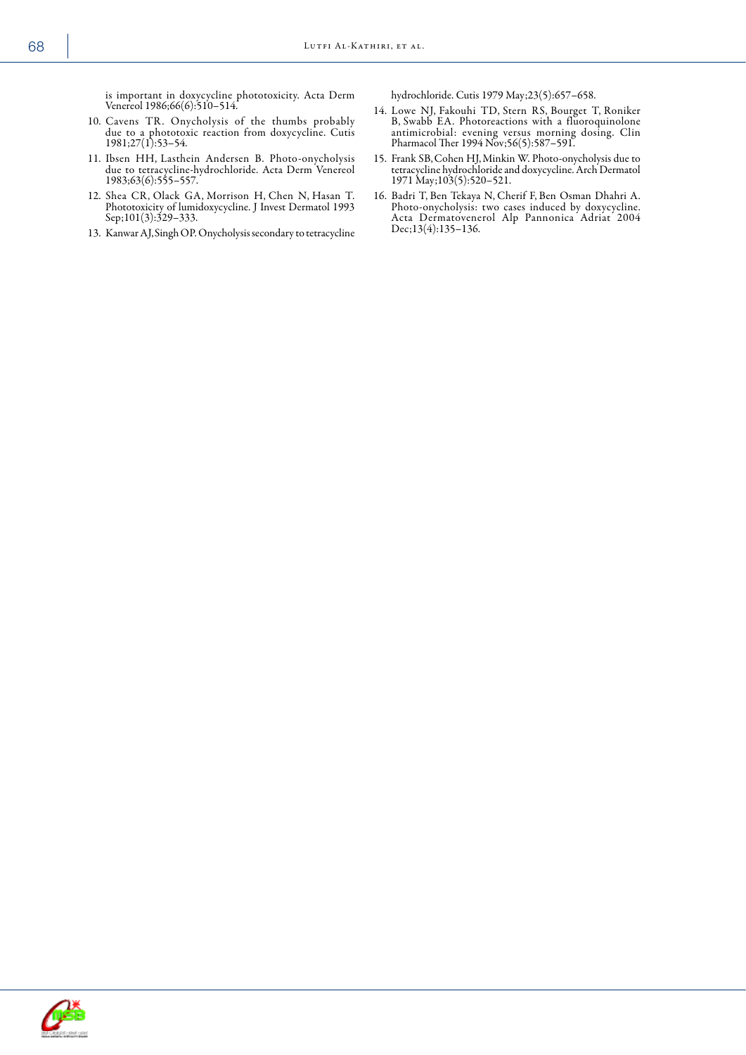is important in doxycycline phototoxicity. Acta Derm Venereol 1986;66(6):510–514.

10. Cavens TR. Onycholysis of the thumbs probably due to a phototoxic reaction from doxycycline. Cutis 1981;27(1):53–54.
11. Ibsen HH, Lasthein Andersen B. Photo-onycholysis due to tetracycline-hydrochloride. Acta Derm Venereol 1983;63(6):555–557.
12. Shea CR, Olack GA, Morrison H, Chen N, Hasan T. Phototoxicity of lumidoxycycline. J Invest Dermatol 1993 Sep;101(3):329–333.
13. Kanwar AJ, Singh OP. Onycholysis secondary to tetracycline hydrochloride. Cutis 1979 May;23(5):657–658.
14. Lowe NJ, Fakouhi TD, Stern RS, Bourget T, Roniker B, Swabb EA. Photoreactions with a fluoroquinolone antimicrobial: evening versus morning dosing. Clin Pharmacol Ther 1994 Nov;56(5):587–591.
15. Frank SB, Cohen HJ, Minkin W. Photo-onycholysis due to tetracycline hydrochloride and doxycycline. Arch Dermatol 1971 May;103(5):520–521.
16. Badri T, Ben Tekaya N, Cherif F, Ben Osman Dhahri A. Photo-onycholysis: two cases induced by doxycycline. Acta Dermatovenerol Alp Pannonica Adriat 2004 Dec;13(4):135–136.